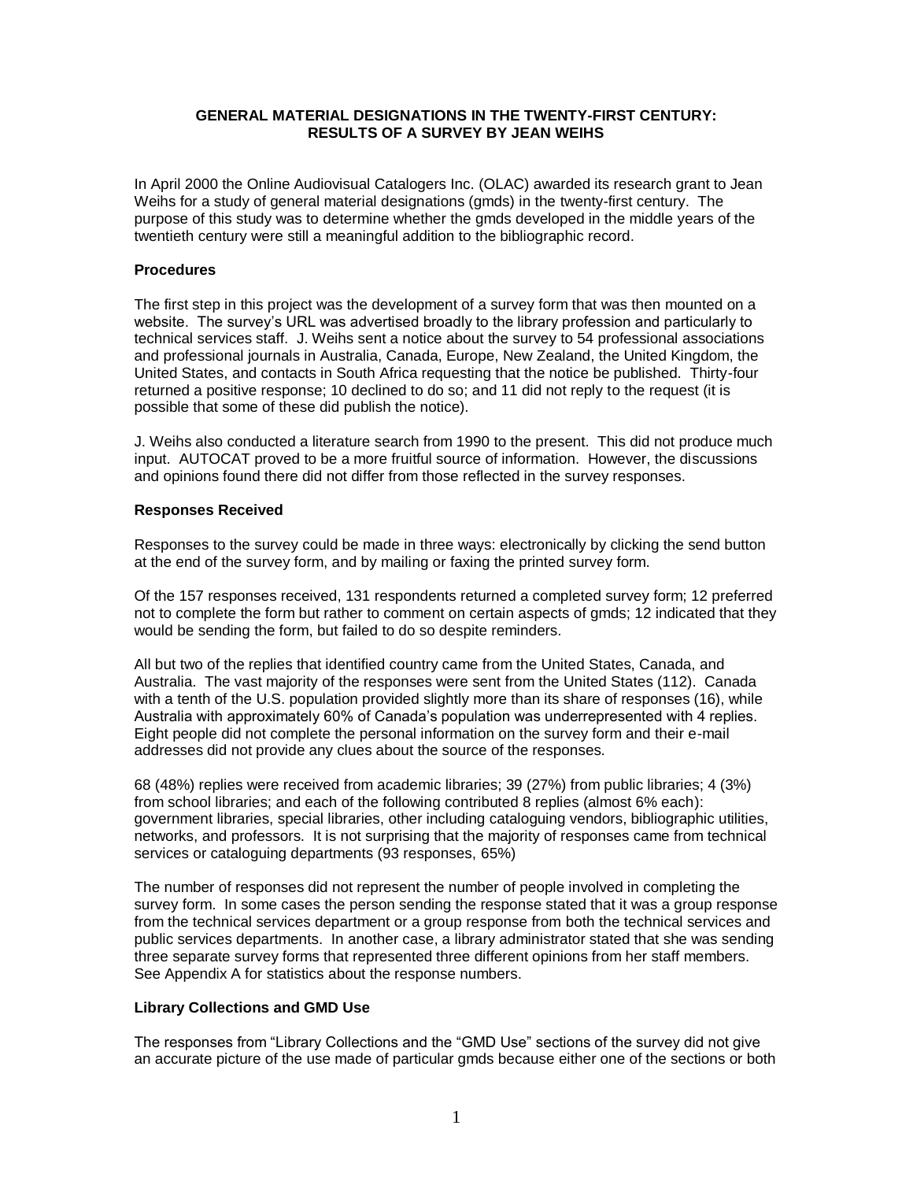# GENERAL MATERIAL DESIGNATIONS IN THE TWENTY-FIRST CENTURY: RESULTS OF A SURVEY BY JEAN WEIHS

In April 2000 the Online Audiovisual Catalogers Inc. (OLAC) awarded its research grant to Jean Weihs for a study of general material designations (gmds) in the twenty-first century. The purpose of this study was to determine whether the gmds developed in the middle years of the twentieth century were still a meaningful addition to the bibliographic record.

### Procedures

The first step in this project was the development of a survey form that was then mounted on a website. The survey's URL was advertised broadly to the library profession and particularly to technical services staff. J. Weihs sent a notice about the survey to 54 professional associations and professional journals in Australia, Canada, Europe, New Zealand, the United Kingdom, the United States, and contacts in South Africa requesting that the notice be published. Thirty-four returned a positive response; 10 declined to do so; and 11 did not reply to the request (it is possible that some of these did publish the notice).

J. Weihs also conducted a literature search from 1990 to the present. This did not produce much input. AUTOCAT proved to be a more fruitful source of information. However, the discussions and opinions found there did not differ from those reflected in the survey responses.

### Responses Received

Responses to the survey could be made in three ways: electronically by clicking the send button at the end of the survey form, and by mailing or faxing the printed survey form.

Of the 157 responses received, 131 respondents returned a completed survey form; 12 preferred not to complete the form but rather to comment on certain aspects of gmds; 12 indicated that they would be sending the form, but failed to do so despite reminders.

All but two of the replies that identified country came from the United States, Canada, and Australia. The vast majority of the responses were sent from the United States (112). Canada with a tenth of the U.S. population provided slightly more than its share of responses (16), while Australia with approximately 60% of Canada's population was underrepresented with 4 replies. Eight people did not complete the personal information on the survey form and their e-mail addresses did not provide any clues about the source of the responses.

68 (48%) replies were received from academic libraries; 39 (27%) from public libraries; 4 (3%) from school libraries; and each of the following contributed 8 replies (almost 6% each): government libraries, special libraries, other including cataloguing vendors, bibliographic utilities, networks, and professors. It is not surprising that the majority of responses came from technical services or cataloguing departments (93 responses, 65%)

The number of responses did not represent the number of people involved in completing the survey form. In some cases the person sending the response stated that it was a group response from the technical services department or a group response from both the technical services and public services departments. In another case, a library administrator stated that she was sending three separate survey forms that represented three different opinions from her staff members. See Appendix A for statistics about the response numbers.

### Library Collections and GMD Use

The responses from "Library Collections and the "GMD Use" sections of the survey did not give an accurate picture of the use made of particular gmds because either one of the sections or both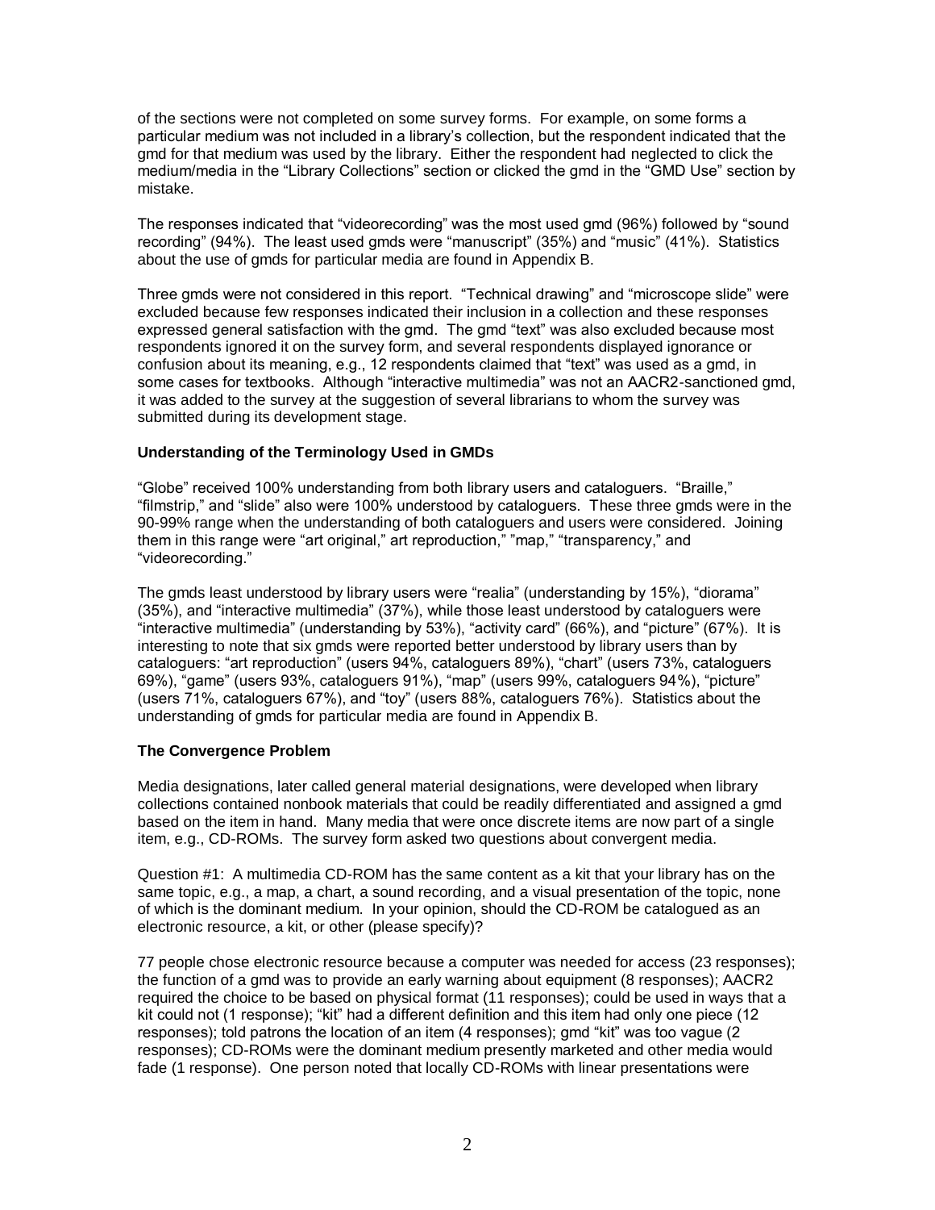of the sections were not completed on some survey forms. For example, on some forms a particular medium was not included in a library's collection, but the respondent indicated that the gmd for that medium was used by the library. Either the respondent had neglected to click the medium/media in the "Library Collections" section or clicked the gmd in the "GMD Use" section by mistake.

The responses indicated that "videorecording" was the most used gmd (96%) followed by "sound recording" (94%). The least used gmds were "manuscript" (35%) and "music" (41%). Statistics about the use of gmds for particular media are found in Appendix B.

Three gmds were not considered in this report. "Technical drawing" and "microscope slide" were excluded because few responses indicated their inclusion in a collection and these responses expressed general satisfaction with the gmd. The gmd "text" was also excluded because most respondents ignored it on the survey form, and several respondents displayed ignorance or confusion about its meaning, e.g., 12 respondents claimed that "text" was used as a gmd, in some cases for textbooks. Although "interactive multimedia" was not an AACR2-sanctioned gmd, it was added to the survey at the suggestion of several librarians to whom the survey was submitted during its development stage.

**Understanding of the Terminology Used in GMDs**

"Globe" received 100% understanding from both library users and cataloguers. "Braille," "filmstrip," and "slide" also were 100% understood by cataloguers. These three gmds were in the 90-99% range when the understanding of both cataloguers and users were considered. Joining them in this range were "art original," art reproduction," "map," "transparency," and "videorecording."

The gmds least understood by library users were "realia" (understanding by 15%), "diorama" (35%), and "interactive multimedia" (37%), while those least understood by cataloguers were "interactive multimedia" (understanding by 53%), "activity card" (66%), and "picture" (67%). It is interesting to note that six gmds were reported better understood by library users than by cataloguers: "art reproduction" (users 94%, cataloguers 89%), "chart" (users 73%, cataloguers 69%), "game" (users 93%, cataloguers 91%), "map" (users 99%, cataloguers 94%), "picture" (users 71%, cataloguers 67%), and "toy" (users 88%, cataloguers 76%). Statistics about the understanding of gmds for particular media are found in Appendix B.

**The Convergence Problem**

Media designations, later called general material designations, were developed when library collections contained nonbook materials that could be readily differentiated and assigned a gmd based on the item in hand. Many media that were once discrete items are now part of a single item, e.g., CD-ROMs. The survey form asked two questions about convergent media.

Question #1: A multimedia CD-ROM has the same content as a kit that your library has on the same topic, e.g., a map, a chart, a sound recording, and a visual presentation of the topic, none of which is the dominant medium. In your opinion, should the CD-ROM be catalogued as an electronic resource, a kit, or other (please specify)?

77 people chose electronic resource because a computer was needed for access (23 responses); the function of a gmd was to provide an early warning about equipment (8 responses); AACR2 required the choice to be based on physical format (11 responses); could be used in ways that a kit could not (1 response); "kit" had a different definition and this item had only one piece (12 responses); told patrons the location of an item (4 responses); gmd "kit" was too vague (2 responses); CD-ROMs were the dominant medium presently marketed and other media would fade (1 response). One person noted that locally CD-ROMs with linear presentations were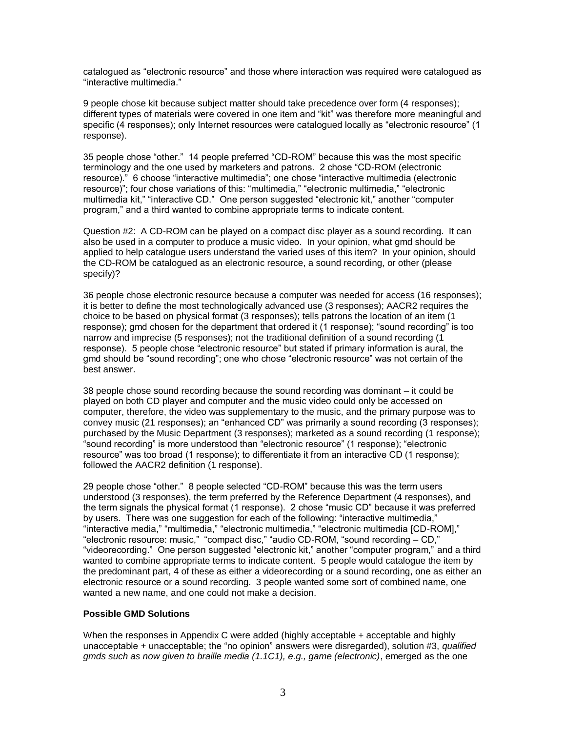catalogued as "electronic resource" and those where interaction was required were catalogued as "interactive multimedia."

9 people chose kit because subject matter should take precedence over form (4 responses); different types of materials were covered in one item and "kit" was therefore more meaningful and specific (4 responses); only Internet resources were catalogued locally as "electronic resource" (1 response).

35 people chose "other." 14 people preferred "CD-ROM" because this was the most specific terminology and the one used by marketers and patrons. 2 chose "CD-ROM (electronic resource)." 6 choose "interactive multimedia"; one chose "interactive multimedia (electronic resource)"; four chose variations of this: "multimedia," "electronic multimedia," "electronic multimedia kit," "interactive CD." One person suggested "electronic kit," another "computer program," and a third wanted to combine appropriate terms to indicate content.

Question #2: A CD-ROM can be played on a compact disc player as a sound recording. It can also be used in a computer to produce a music video. In your opinion, what gmd should be applied to help catalogue users understand the varied uses of this item? In your opinion, should the CD-ROM be catalogued as an electronic resource, a sound recording, or other (please specify)?

36 people chose electronic resource because a computer was needed for access (16 responses); it is better to define the most technologically advanced use (3 responses); AACR2 requires the choice to be based on physical format (3 responses); tells patrons the location of an item (1 response); gmd chosen for the department that ordered it (1 response); "sound recording" is too narrow and imprecise (5 responses); not the traditional definition of a sound recording (1 response). 5 people chose "electronic resource" but stated if primary information is aural, the gmd should be "sound recording"; one who chose "electronic resource" was not certain of the best answer.

38 people chose sound recording because the sound recording was dominant – it could be played on both CD player and computer and the music video could only be accessed on computer, therefore, the video was supplementary to the music, and the primary purpose was to convey music (21 responses); an "enhanced CD" was primarily a sound recording (3 responses); purchased by the Music Department (3 responses); marketed as a sound recording (1 response); "sound recording" is more understood than "electronic resource" (1 response); "electronic resource" was too broad (1 response); to differentiate it from an interactive CD (1 response); followed the AACR2 definition (1 response).

29 people chose "other." 8 people selected "CD-ROM" because this was the term users understood (3 responses), the term preferred by the Reference Department (4 responses), and the term signals the physical format (1 response). 2 chose "music CD" because it was preferred by users. There was one suggestion for each of the following: "interactive multimedia," "interactive media," "multimedia," "electronic multimedia," "electronic multimedia [CD-ROM]," "electronic resource: music," "compact disc," "audio CD-ROM, "sound recording – CD," "videorecording." One person suggested "electronic kit," another "computer program," and a third wanted to combine appropriate terms to indicate content. 5 people would catalogue the item by the predominant part, 4 of these as either a videorecording or a sound recording, one as either an electronic resource or a sound recording. 3 people wanted some sort of combined name, one wanted a new name, and one could not make a decision.

**Possible GMD Solutions**

When the responses in Appendix C were added (highly acceptable + acceptable and highly unacceptable + unacceptable; the "no opinion" answers were disregarded), solution #3, *qualified gmds such as now given to braille media (1.1C1), e.g., game (electronic)*, emerged as the one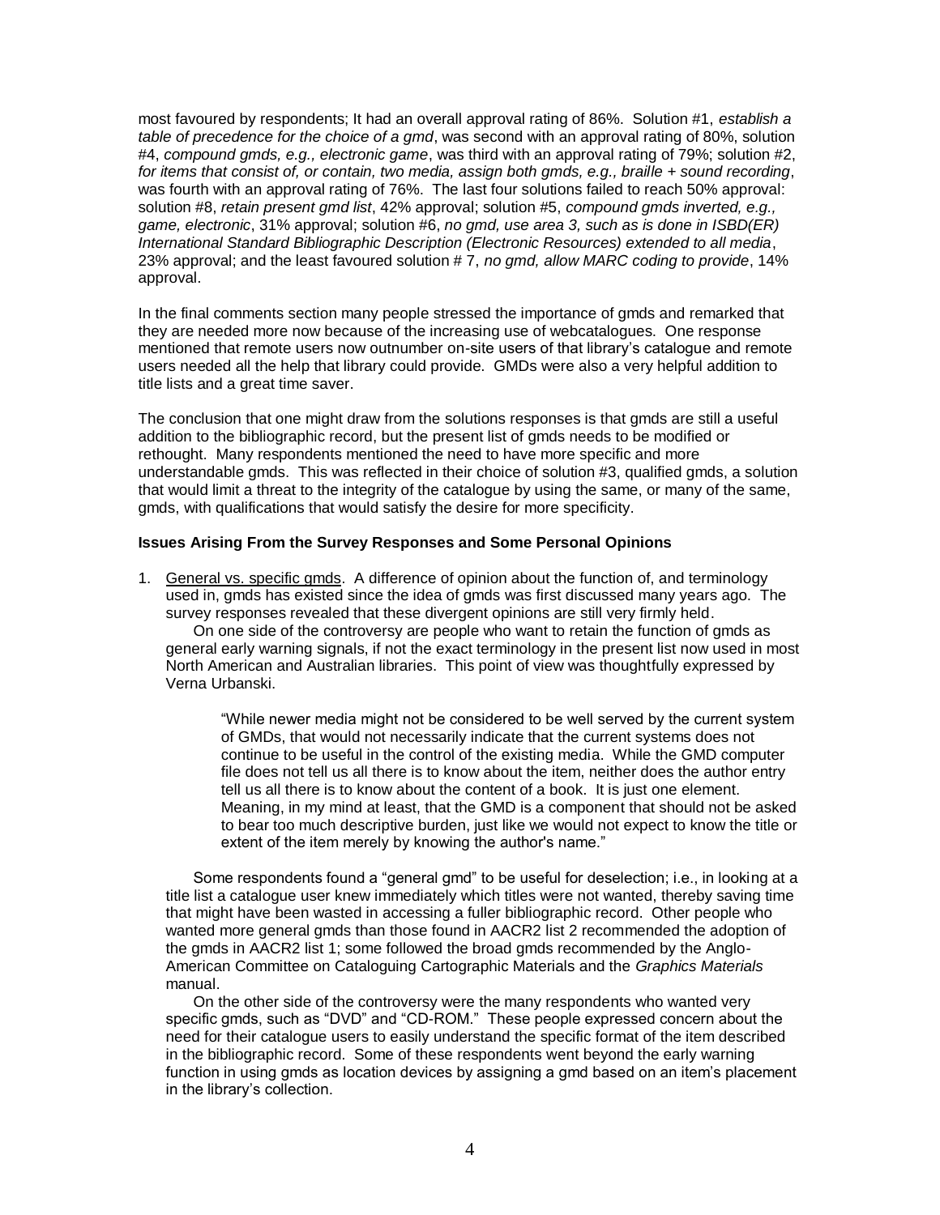most favoured by respondents; It had an overall approval rating of 86%. Solution #1, *establish a table of precedence for the choice of a gmd*, was second with an approval rating of 80%, solution #4, *compound gmds, e.g., electronic game*, was third with an approval rating of 79%; solution #2, *for items that consist of, or contain, two media, assign both gmds, e.g., braille + sound recording*, was fourth with an approval rating of 76%. The last four solutions failed to reach 50% approval: solution #8, *retain present gmd list*, 42% approval; solution #5, *compound gmds inverted, e.g., game, electronic*, 31% approval; solution #6, *no gmd, use area 3, such as is done in ISBD(ER) International Standard Bibliographic Description (Electronic Resources) extended to all media*, 23% approval; and the least favoured solution # 7, *no gmd, allow MARC coding to provide*, 14% approval.

In the final comments section many people stressed the importance of gmds and remarked that they are needed more now because of the increasing use of webcatalogues. One response mentioned that remote users now outnumber on-site users of that library's catalogue and remote users needed all the help that library could provide. GMDs were also a very helpful addition to title lists and a great time saver.

The conclusion that one might draw from the solutions responses is that gmds are still a useful addition to the bibliographic record, but the present list of gmds needs to be modified or rethought. Many respondents mentioned the need to have more specific and more understandable gmds. This was reflected in their choice of solution #3, qualified gmds, a solution that would limit a threat to the integrity of the catalogue by using the same, or many of the same, gmds, with qualifications that would satisfy the desire for more specificity.

**Issues Arising From the Survey Responses and Some Personal Opinions**

1. General vs. specific gmds. A difference of opinion about the function of, and terminology used in, gmds has existed since the idea of gmds was first discussed many years ago. The survey responses revealed that these divergent opinions are still very firmly held.

   On one side of the controversy are people who want to retain the function of gmds as general early warning signals, if not the exact terminology in the present list now used in most North American and Australian libraries. This point of view was thoughtfully expressed by Verna Urbanski.

   > "While newer media might not be considered to be well served by the current system of GMDs, that would not necessarily indicate that the current systems does not continue to be useful in the control of the existing media. While the GMD computer file does not tell us all there is to know about the item, neither does the author entry tell us all there is to know about the content of a book. It is just one element. Meaning, in my mind at least, that the GMD is a component that should not be asked to bear too much descriptive burden, just like we would not expect to know the title or extent of the item merely by knowing the author's name."

   Some respondents found a "general gmd" to be useful for deselection; i.e., in looking at a title list a catalogue user knew immediately which titles were not wanted, thereby saving time that might have been wasted in accessing a fuller bibliographic record. Other people who wanted more general gmds than those found in AACR2 list 2 recommended the adoption of the gmds in AACR2 list 1; some followed the broad gmds recommended by the Anglo-American Committee on Cataloguing Cartographic Materials and the *Graphics Materials* manual.

   On the other side of the controversy were the many respondents who wanted very specific gmds, such as "DVD" and "CD-ROM." These people expressed concern about the need for their catalogue users to easily understand the specific format of the item described in the bibliographic record. Some of these respondents went beyond the early warning function in using gmds as location devices by assigning a gmd based on an item's placement in the library's collection.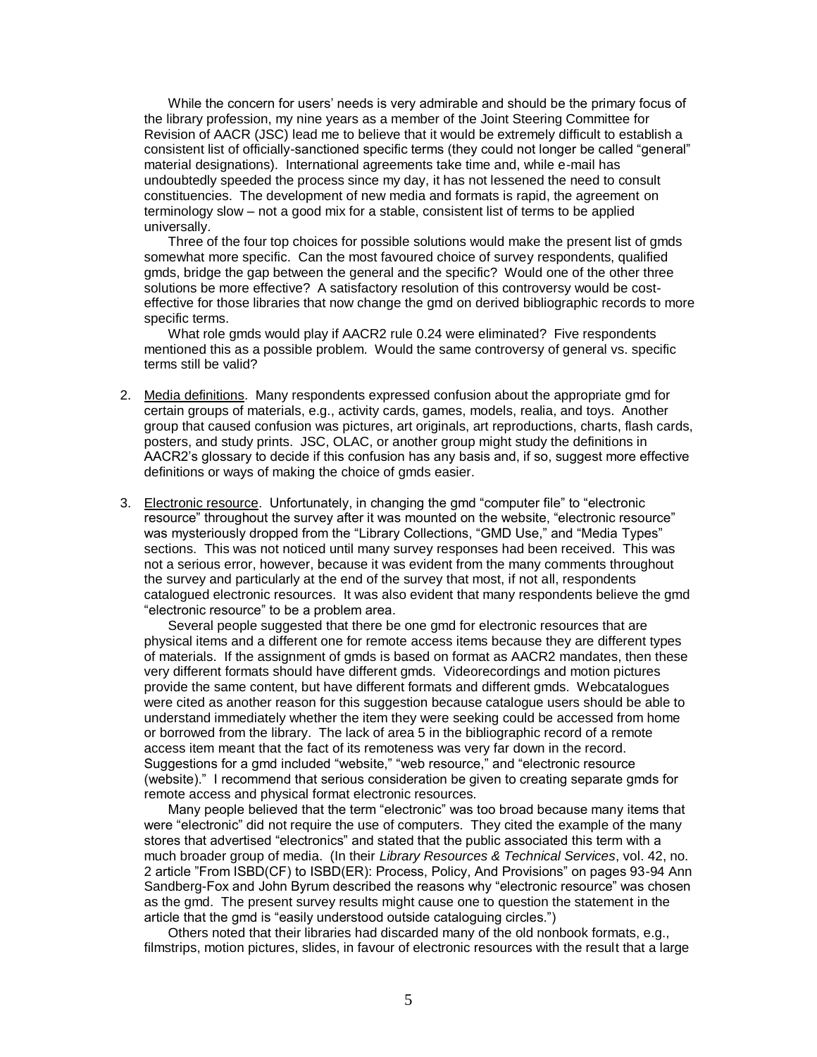While the concern for users' needs is very admirable and should be the primary focus of the library profession, my nine years as a member of the Joint Steering Committee for Revision of AACR (JSC) lead me to believe that it would be extremely difficult to establish a consistent list of officially-sanctioned specific terms (they could not longer be called "general" material designations). International agreements take time and, while e-mail has undoubtedly speeded the process since my day, it has not lessened the need to consult constituencies. The development of new media and formats is rapid, the agreement on terminology slow – not a good mix for a stable, consistent list of terms to be applied universally.

Three of the four top choices for possible solutions would make the present list of gmds somewhat more specific. Can the most favoured choice of survey respondents, qualified gmds, bridge the gap between the general and the specific? Would one of the other three solutions be more effective? A satisfactory resolution of this controversy would be cost-effective for those libraries that now change the gmd on derived bibliographic records to more specific terms.

What role gmds would play if AACR2 rule 0.24 were eliminated? Five respondents mentioned this as a possible problem. Would the same controversy of general vs. specific terms still be valid?

2. Media definitions. Many respondents expressed confusion about the appropriate gmd for certain groups of materials, e.g., activity cards, games, models, realia, and toys. Another group that caused confusion was pictures, art originals, art reproductions, charts, flash cards, posters, and study prints. JSC, OLAC, or another group might study the definitions in AACR2's glossary to decide if this confusion has any basis and, if so, suggest more effective definitions or ways of making the choice of gmds easier.

3. Electronic resource. Unfortunately, in changing the gmd "computer file" to "electronic resource" throughout the survey after it was mounted on the website, "electronic resource" was mysteriously dropped from the "Library Collections, "GMD Use," and "Media Types" sections. This was not noticed until many survey responses had been received. This was not a serious error, however, because it was evident from the many comments throughout the survey and particularly at the end of the survey that most, if not all, respondents catalogued electronic resources. It was also evident that many respondents believe the gmd "electronic resource" to be a problem area.

   Several people suggested that there be one gmd for electronic resources that are physical items and a different one for remote access items because they are different types of materials. If the assignment of gmds is based on format as AACR2 mandates, then these very different formats should have different gmds. Videorecordings and motion pictures provide the same content, but have different formats and different gmds. Webcatalogues were cited as another reason for this suggestion because catalogue users should be able to understand immediately whether the item they were seeking could be accessed from home or borrowed from the library. The lack of area 5 in the bibliographic record of a remote access item meant that the fact of its remoteness was very far down in the record. Suggestions for a gmd included "website," "web resource," and "electronic resource (website)." I recommend that serious consideration be given to creating separate gmds for remote access and physical format electronic resources.

   Many people believed that the term "electronic" was too broad because many items that were "electronic" did not require the use of computers. They cited the example of the many stores that advertised "electronics" and stated that the public associated this term with a much broader group of media. (In their *Library Resources & Technical Services*, vol. 42, no. 2 article "From ISBD(CF) to ISBD(ER): Process, Policy, And Provisions" on pages 93-94 Ann Sandberg-Fox and John Byrum described the reasons why "electronic resource" was chosen as the gmd. The present survey results might cause one to question the statement in the article that the gmd is "easily understood outside cataloguing circles.")

   Others noted that their libraries had discarded many of the old nonbook formats, e.g., filmstrips, motion pictures, slides, in favour of electronic resources with the result that a large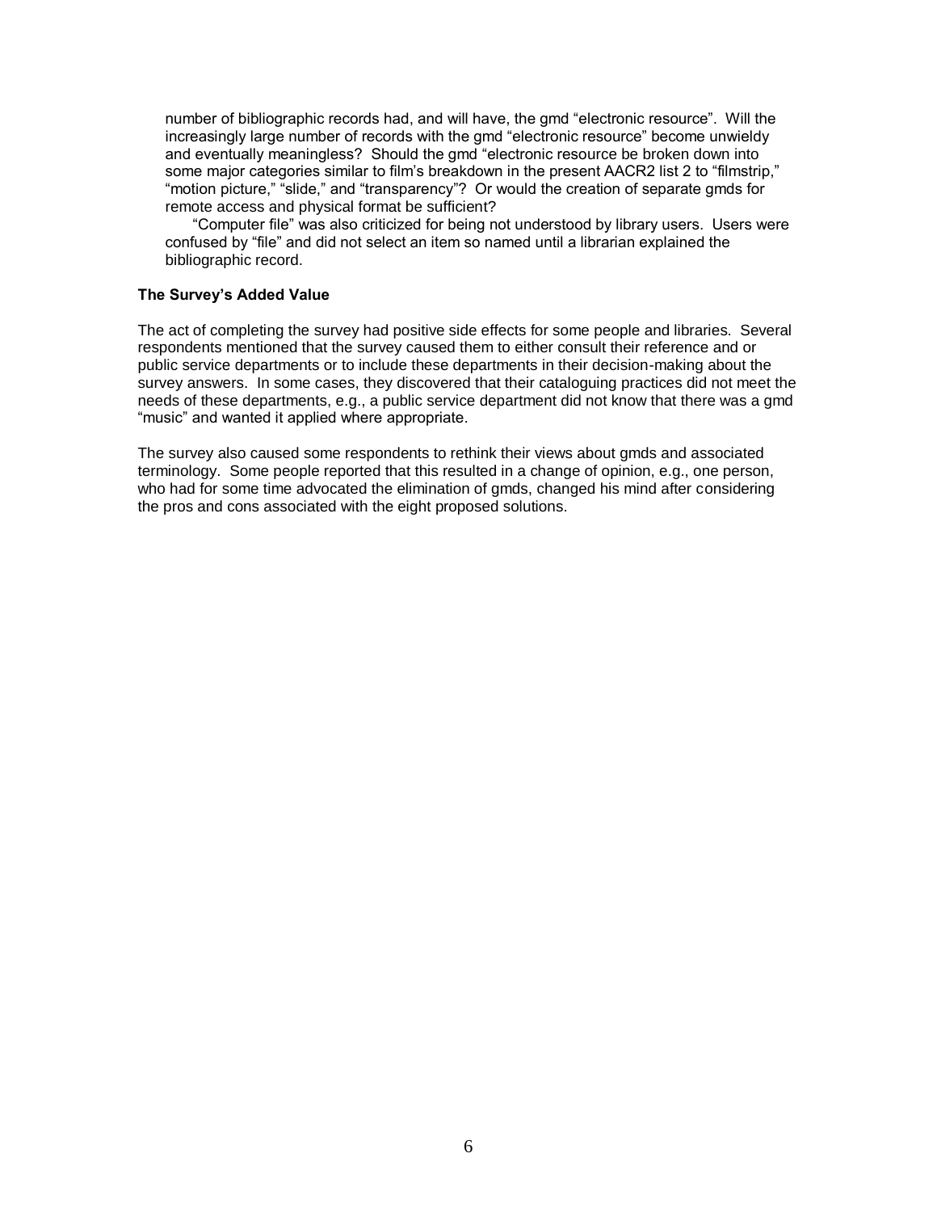number of bibliographic records had, and will have, the gmd "electronic resource". Will the increasingly large number of records with the gmd "electronic resource" become unwieldy and eventually meaningless? Should the gmd "electronic resource be broken down into some major categories similar to film's breakdown in the present AACR2 list 2 to "filmstrip," "motion picture," "slide," and "transparency"? Or would the creation of separate gmds for remote access and physical format be sufficient?

"Computer file" was also criticized for being not understood by library users. Users were confused by "file" and did not select an item so named until a librarian explained the bibliographic record.

**The Survey's Added Value**

The act of completing the survey had positive side effects for some people and libraries. Several respondents mentioned that the survey caused them to either consult their reference and or public service departments or to include these departments in their decision-making about the survey answers. In some cases, they discovered that their cataloguing practices did not meet the needs of these departments, e.g., a public service department did not know that there was a gmd "music" and wanted it applied where appropriate.

The survey also caused some respondents to rethink their views about gmds and associated terminology. Some people reported that this resulted in a change of opinion, e.g., one person, who had for some time advocated the elimination of gmds, changed his mind after considering the pros and cons associated with the eight proposed solutions.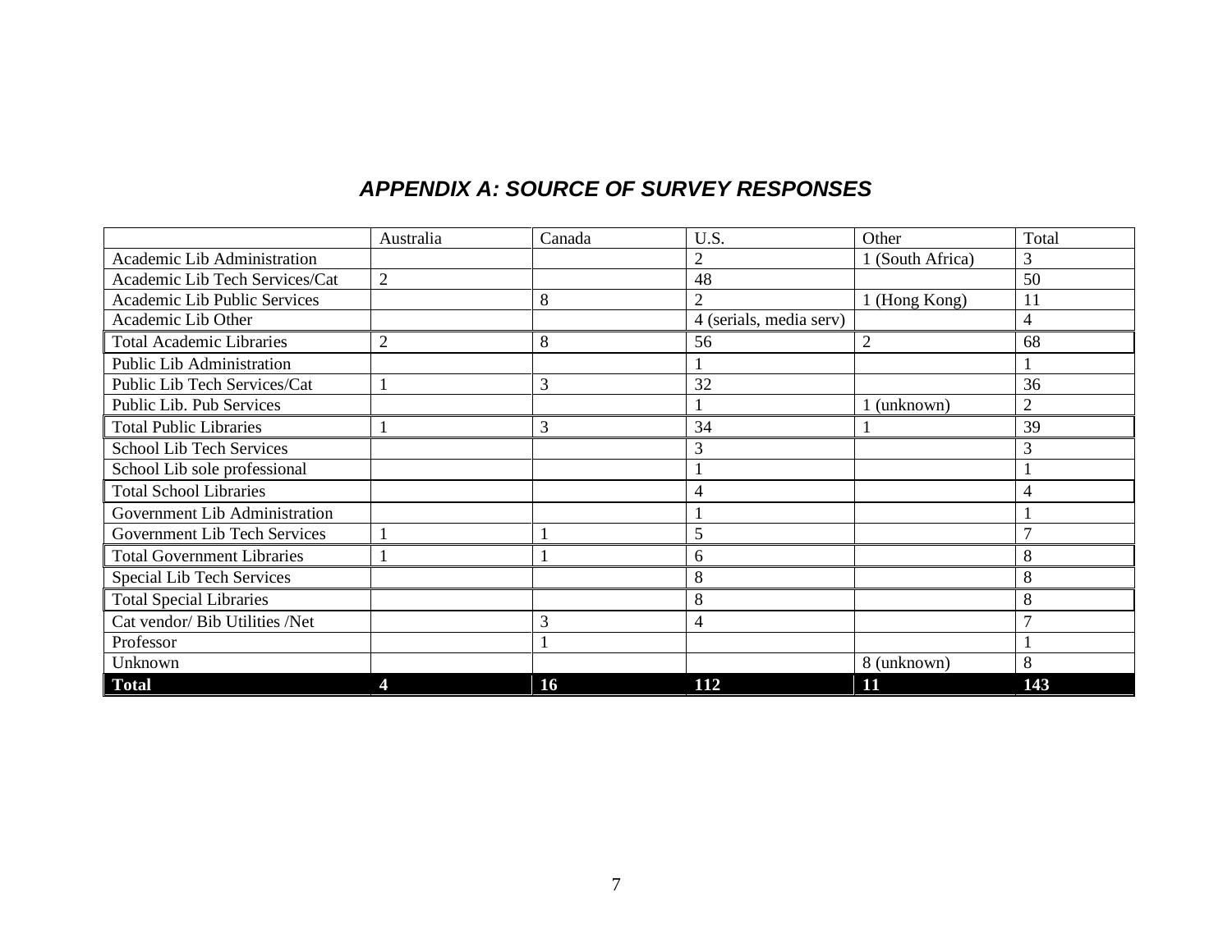## *APPENDIX A: SOURCE OF SURVEY RESPONSES*

| | Australia | Canada | U.S. | Other | Total |
|---|---|---|---|---|---|
| Academic Lib Administration | | | 2 | 1 (South Africa) | 3 |
| Academic Lib Tech Services/Cat | 2 | | 48 | | 50 |
| Academic Lib Public Services | | 8 | 2 | 1 (Hong Kong) | 11 |
| Academic Lib Other | | | 4 (serials, media serv) | | 4 |
| Total Academic Libraries | 2 | 8 | 56 | 2 | 68 |
| Public Lib Administration | | | 1 | | 1 |
| Public Lib Tech Services/Cat | 1 | 3 | 32 | | 36 |
| Public Lib. Pub Services | | | 1 | 1 (unknown) | 2 |
| Total Public Libraries | 1 | 3 | 34 | 1 | 39 |
| School Lib Tech Services | | | 3 | | 3 |
| School Lib sole professional | | | 1 | | 1 |
| Total School Libraries | | | 4 | | 4 |
| Government Lib Administration | | | 1 | | 1 |
| Government Lib Tech Services | 1 | 1 | 5 | | 7 |
| Total Government Libraries | 1 | 1 | 6 | | 8 |
| Special Lib Tech Services | | | 8 | | 8 |
| Total Special Libraries | | | 8 | | 8 |
| Cat vendor/ Bib Utilities /Net | | 3 | 4 | | 7 |
| Professor | | 1 | | | 1 |
| Unknown | | | | 8 (unknown) | 8 |
| **Total** | **4** | **16** | **112** | **11** | **143** |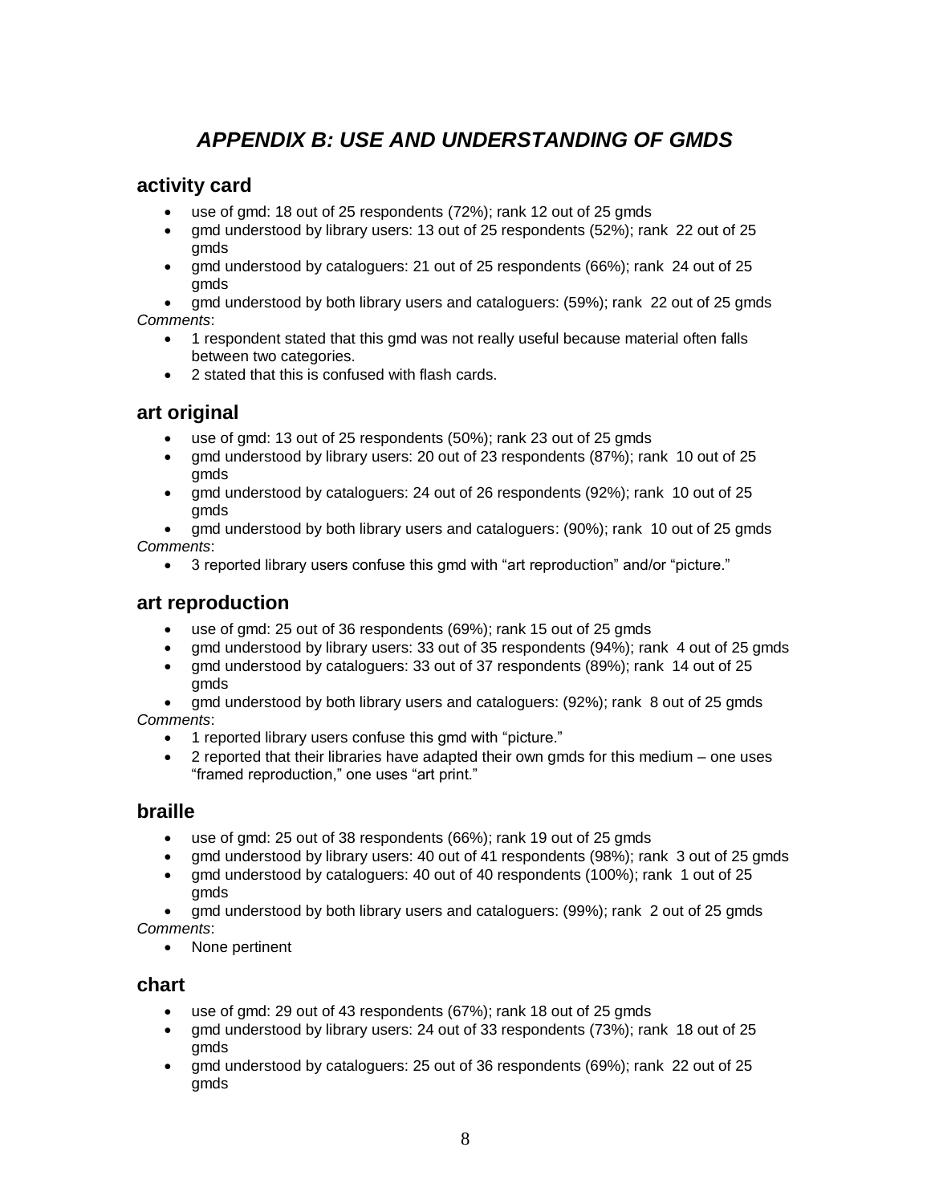# *APPENDIX B: USE AND UNDERSTANDING OF GMDS*

## activity card

- use of gmd: 18 out of 25 respondents (72%); rank 12 out of 25 gmds
- gmd understood by library users: 13 out of 25 respondents (52%); rank 22 out of 25 gmds
- gmd understood by cataloguers: 21 out of 25 respondents (66%); rank 24 out of 25 gmds
- gmd understood by both library users and cataloguers: (59%); rank 22 out of 25 gmds

*Comments*:

- 1 respondent stated that this gmd was not really useful because material often falls between two categories.
- 2 stated that this is confused with flash cards.

## art original

- use of gmd: 13 out of 25 respondents (50%); rank 23 out of 25 gmds
- gmd understood by library users: 20 out of 23 respondents (87%); rank 10 out of 25 gmds
- gmd understood by cataloguers: 24 out of 26 respondents (92%); rank 10 out of 25 gmds
- gmd understood by both library users and cataloguers: (90%); rank 10 out of 25 gmds

*Comments*:

- 3 reported library users confuse this gmd with "art reproduction" and/or "picture."

## art reproduction

- use of gmd: 25 out of 36 respondents (69%); rank 15 out of 25 gmds
- gmd understood by library users: 33 out of 35 respondents (94%); rank 4 out of 25 gmds
- gmd understood by cataloguers: 33 out of 37 respondents (89%); rank 14 out of 25 gmds
- gmd understood by both library users and cataloguers: (92%); rank 8 out of 25 gmds

*Comments*:

- 1 reported library users confuse this gmd with "picture."
- 2 reported that their libraries have adapted their own gmds for this medium – one uses "framed reproduction," one uses "art print."

## braille

- use of gmd: 25 out of 38 respondents (66%); rank 19 out of 25 gmds
- gmd understood by library users: 40 out of 41 respondents (98%); rank 3 out of 25 gmds
- gmd understood by cataloguers: 40 out of 40 respondents (100%); rank 1 out of 25 gmds
- gmd understood by both library users and cataloguers: (99%); rank 2 out of 25 gmds

*Comments*:

- None pertinent

## chart

- use of gmd: 29 out of 43 respondents (67%); rank 18 out of 25 gmds
- gmd understood by library users: 24 out of 33 respondents (73%); rank 18 out of 25 gmds
- gmd understood by cataloguers: 25 out of 36 respondents (69%); rank 22 out of 25 gmds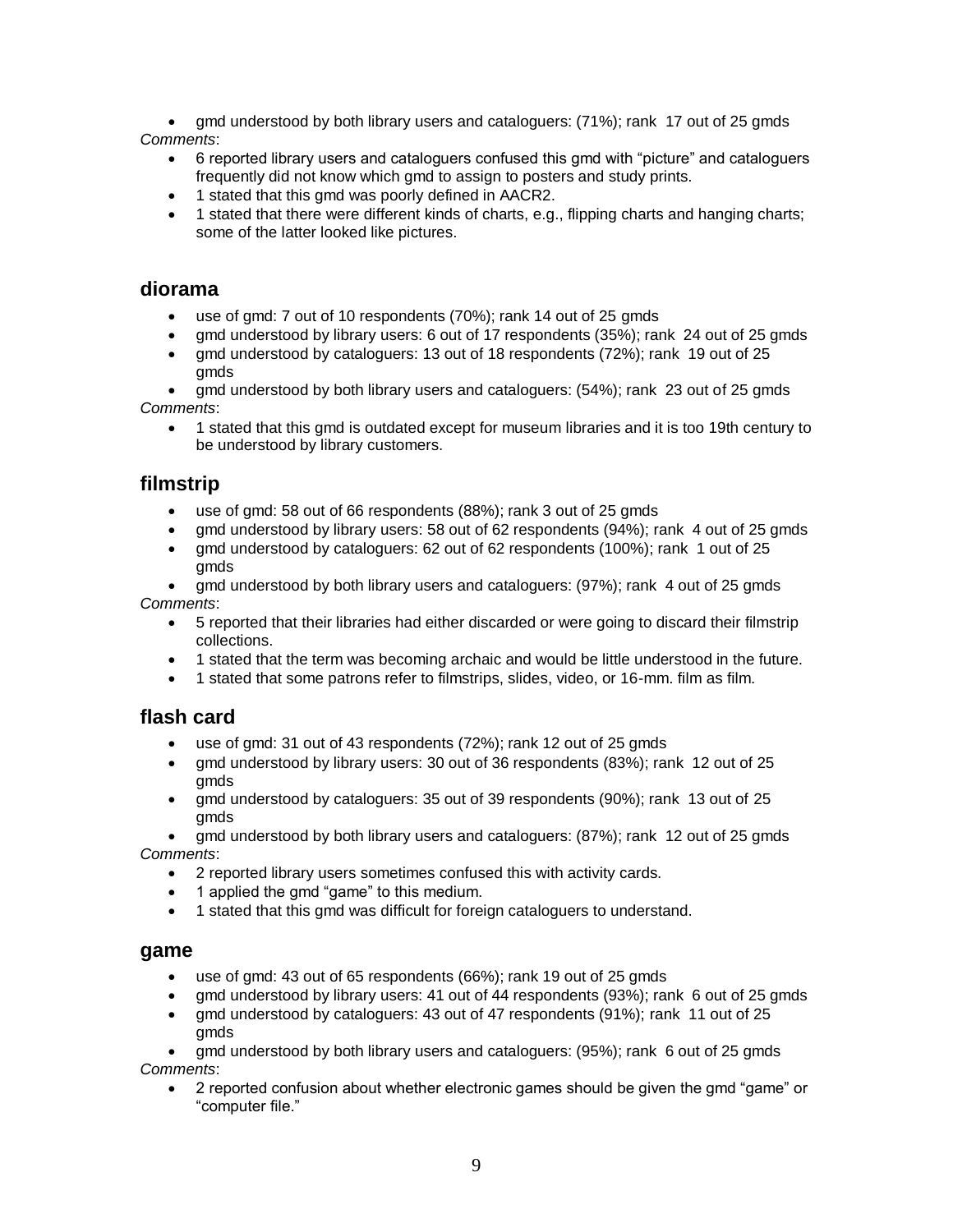- gmd understood by both library users and cataloguers: (71%); rank 17 out of 25 gmds

*Comments*:

- 6 reported library users and cataloguers confused this gmd with "picture" and cataloguers frequently did not know which gmd to assign to posters and study prints.
- 1 stated that this gmd was poorly defined in AACR2.
- 1 stated that there were different kinds of charts, e.g., flipping charts and hanging charts; some of the latter looked like pictures.

## diorama

- use of gmd: 7 out of 10 respondents (70%); rank 14 out of 25 gmds
- gmd understood by library users: 6 out of 17 respondents (35%); rank 24 out of 25 gmds
- gmd understood by cataloguers: 13 out of 18 respondents (72%); rank 19 out of 25 gmds
- gmd understood by both library users and cataloguers: (54%); rank 23 out of 25 gmds

*Comments*:

- 1 stated that this gmd is outdated except for museum libraries and it is too 19th century to be understood by library customers.

## filmstrip

- use of gmd: 58 out of 66 respondents (88%); rank 3 out of 25 gmds
- gmd understood by library users: 58 out of 62 respondents (94%); rank 4 out of 25 gmds
- gmd understood by cataloguers: 62 out of 62 respondents (100%); rank 1 out of 25 gmds
- gmd understood by both library users and cataloguers: (97%); rank 4 out of 25 gmds

*Comments*:

- 5 reported that their libraries had either discarded or were going to discard their filmstrip collections.
- 1 stated that the term was becoming archaic and would be little understood in the future.
- 1 stated that some patrons refer to filmstrips, slides, video, or 16-mm. film as film.

## flash card

- use of gmd: 31 out of 43 respondents (72%); rank 12 out of 25 gmds
- gmd understood by library users: 30 out of 36 respondents (83%); rank 12 out of 25 gmds
- gmd understood by cataloguers: 35 out of 39 respondents (90%); rank 13 out of 25 gmds
- gmd understood by both library users and cataloguers: (87%); rank 12 out of 25 gmds

*Comments*:

- 2 reported library users sometimes confused this with activity cards.
- 1 applied the gmd "game" to this medium.
- 1 stated that this gmd was difficult for foreign cataloguers to understand.

## game

- use of gmd: 43 out of 65 respondents (66%); rank 19 out of 25 gmds
- gmd understood by library users: 41 out of 44 respondents (93%); rank 6 out of 25 gmds
- gmd understood by cataloguers: 43 out of 47 respondents (91%); rank 11 out of 25 gmds
- gmd understood by both library users and cataloguers: (95%); rank 6 out of 25 gmds

*Comments*:

- 2 reported confusion about whether electronic games should be given the gmd "game" or "computer file."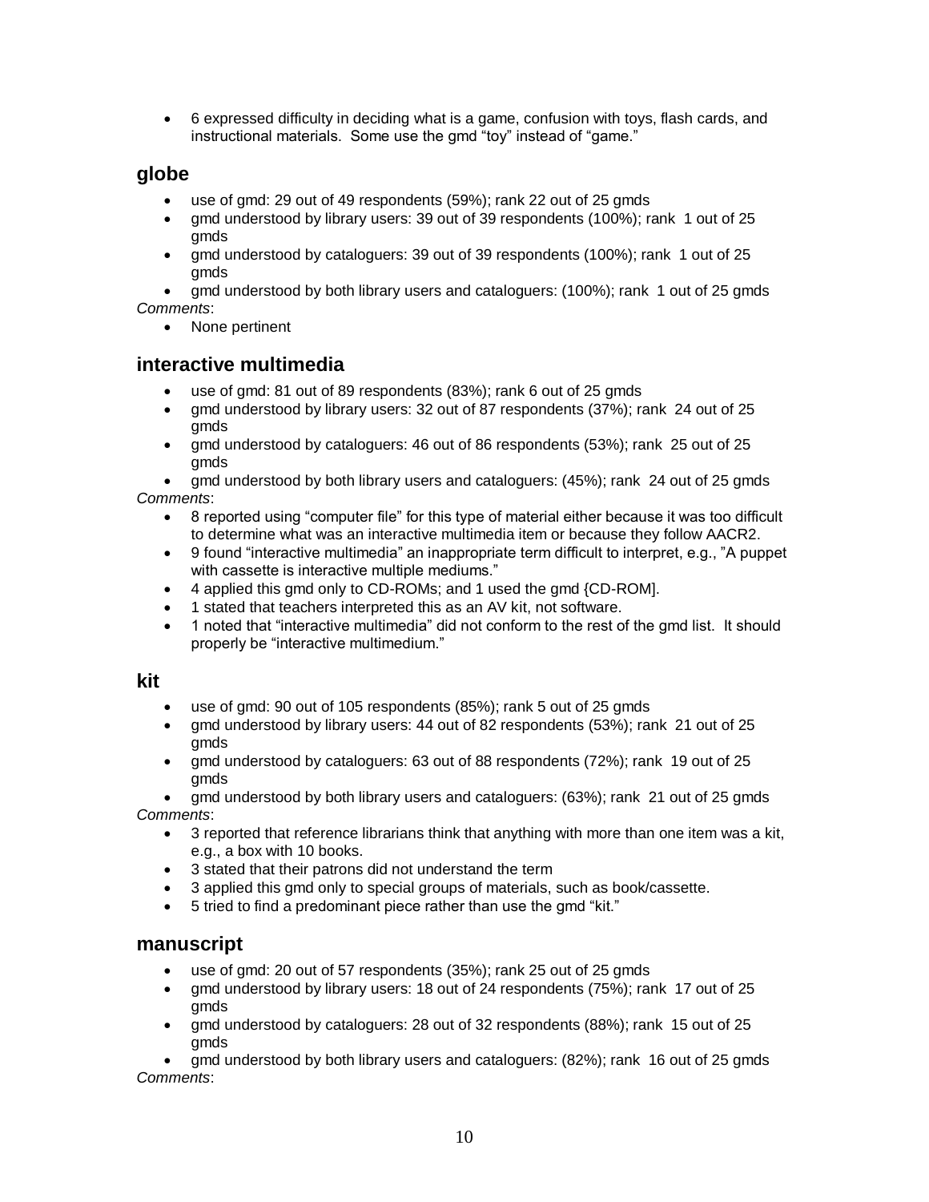- 6 expressed difficulty in deciding what is a game, confusion with toys, flash cards, and instructional materials. Some use the gmd "toy" instead of "game."

## globe

- use of gmd: 29 out of 49 respondents (59%); rank 22 out of 25 gmds
- gmd understood by library users: 39 out of 39 respondents (100%); rank 1 out of 25 gmds
- gmd understood by cataloguers: 39 out of 39 respondents (100%); rank 1 out of 25 gmds
- gmd understood by both library users and cataloguers: (100%); rank 1 out of 25 gmds

*Comments*:

- None pertinent

## interactive multimedia

- use of gmd: 81 out of 89 respondents (83%); rank 6 out of 25 gmds
- gmd understood by library users: 32 out of 87 respondents (37%); rank 24 out of 25 gmds
- gmd understood by cataloguers: 46 out of 86 respondents (53%); rank 25 out of 25 gmds
- gmd understood by both library users and cataloguers: (45%); rank 24 out of 25 gmds

*Comments*:

- 8 reported using "computer file" for this type of material either because it was too difficult to determine what was an interactive multimedia item or because they follow AACR2.
- 9 found "interactive multimedia" an inappropriate term difficult to interpret, e.g., "A puppet with cassette is interactive multiple mediums."
- 4 applied this gmd only to CD-ROMs; and 1 used the gmd {CD-ROM].
- 1 stated that teachers interpreted this as an AV kit, not software.
- 1 noted that "interactive multimedia" did not conform to the rest of the gmd list. It should properly be "interactive multimedium."

## kit

- use of gmd: 90 out of 105 respondents (85%); rank 5 out of 25 gmds
- gmd understood by library users: 44 out of 82 respondents (53%); rank 21 out of 25 gmds
- gmd understood by cataloguers: 63 out of 88 respondents (72%); rank 19 out of 25 gmds
- gmd understood by both library users and cataloguers: (63%); rank 21 out of 25 gmds

*Comments*:

- 3 reported that reference librarians think that anything with more than one item was a kit, e.g., a box with 10 books.
- 3 stated that their patrons did not understand the term
- 3 applied this gmd only to special groups of materials, such as book/cassette.
- 5 tried to find a predominant piece rather than use the gmd "kit."

## manuscript

- use of gmd: 20 out of 57 respondents (35%); rank 25 out of 25 gmds
- gmd understood by library users: 18 out of 24 respondents (75%); rank 17 out of 25 gmds
- gmd understood by cataloguers: 28 out of 32 respondents (88%); rank 15 out of 25 gmds
- gmd understood by both library users and cataloguers: (82%); rank 16 out of 25 gmds

*Comments*: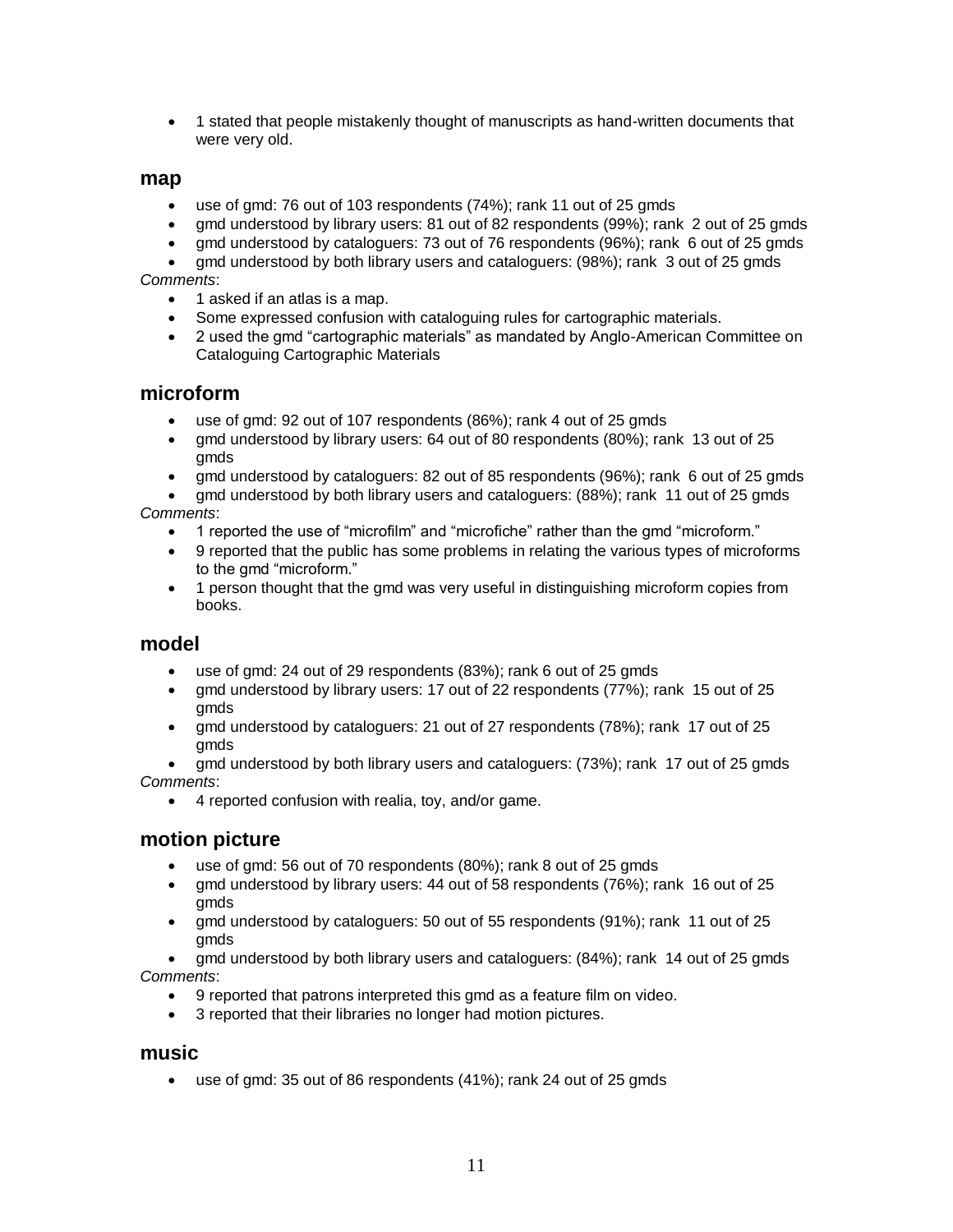- 1 stated that people mistakenly thought of manuscripts as hand-written documents that were very old.

## map

- use of gmd: 76 out of 103 respondents (74%); rank 11 out of 25 gmds
- gmd understood by library users: 81 out of 82 respondents (99%); rank 2 out of 25 gmds
- gmd understood by cataloguers: 73 out of 76 respondents (96%); rank 6 out of 25 gmds
- gmd understood by both library users and cataloguers: (98%); rank 3 out of 25 gmds

*Comments*:

- 1 asked if an atlas is a map.
- Some expressed confusion with cataloguing rules for cartographic materials.
- 2 used the gmd "cartographic materials" as mandated by Anglo-American Committee on Cataloguing Cartographic Materials

## microform

- use of gmd: 92 out of 107 respondents (86%); rank 4 out of 25 gmds
- gmd understood by library users: 64 out of 80 respondents (80%); rank 13 out of 25 gmds
- gmd understood by cataloguers: 82 out of 85 respondents (96%); rank 6 out of 25 gmds
- gmd understood by both library users and cataloguers: (88%); rank 11 out of 25 gmds

*Comments*:

- 1 reported the use of "microfilm" and "microfiche" rather than the gmd "microform."
- 9 reported that the public has some problems in relating the various types of microforms to the gmd "microform."
- 1 person thought that the gmd was very useful in distinguishing microform copies from books.

## model

- use of gmd: 24 out of 29 respondents (83%); rank 6 out of 25 gmds
- gmd understood by library users: 17 out of 22 respondents (77%); rank 15 out of 25 gmds
- gmd understood by cataloguers: 21 out of 27 respondents (78%); rank 17 out of 25 gmds
- gmd understood by both library users and cataloguers: (73%); rank 17 out of 25 gmds

*Comments*:

- 4 reported confusion with realia, toy, and/or game.

## motion picture

- use of gmd: 56 out of 70 respondents (80%); rank 8 out of 25 gmds
- gmd understood by library users: 44 out of 58 respondents (76%); rank 16 out of 25 gmds
- gmd understood by cataloguers: 50 out of 55 respondents (91%); rank 11 out of 25 gmds
- gmd understood by both library users and cataloguers: (84%); rank 14 out of 25 gmds

*Comments*:

- 9 reported that patrons interpreted this gmd as a feature film on video.
- 3 reported that their libraries no longer had motion pictures.

## music

- use of gmd: 35 out of 86 respondents (41%); rank 24 out of 25 gmds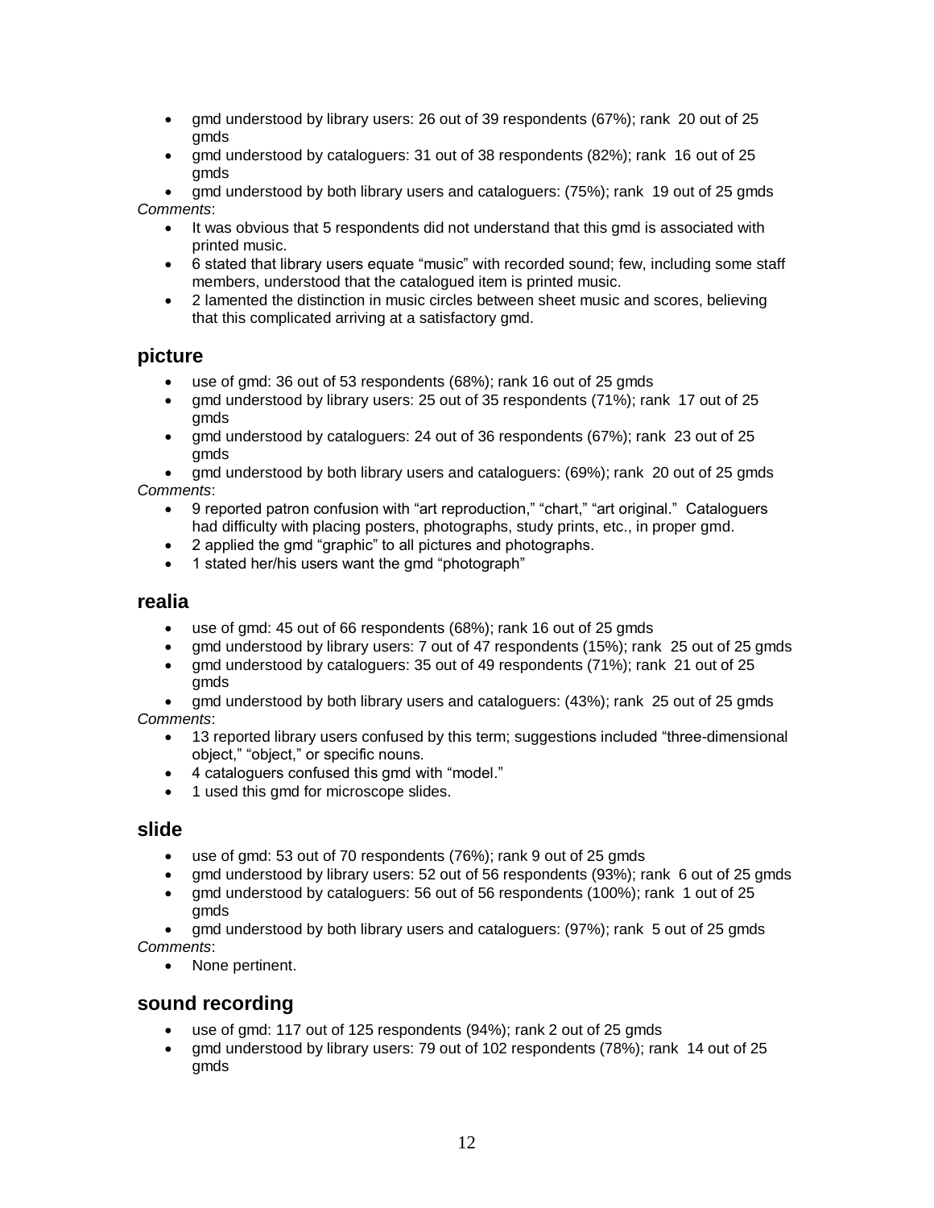- gmd understood by library users: 26 out of 39 respondents (67%); rank 20 out of 25 gmds
- gmd understood by cataloguers: 31 out of 38 respondents (82%); rank 16 out of 25 gmds
- gmd understood by both library users and cataloguers: (75%); rank 19 out of 25 gmds

*Comments*:

- It was obvious that 5 respondents did not understand that this gmd is associated with printed music.
- 6 stated that library users equate "music" with recorded sound; few, including some staff members, understood that the catalogued item is printed music.
- 2 lamented the distinction in music circles between sheet music and scores, believing that this complicated arriving at a satisfactory gmd.

## picture

- use of gmd: 36 out of 53 respondents (68%); rank 16 out of 25 gmds
- gmd understood by library users: 25 out of 35 respondents (71%); rank 17 out of 25 gmds
- gmd understood by cataloguers: 24 out of 36 respondents (67%); rank 23 out of 25 gmds
- gmd understood by both library users and cataloguers: (69%); rank 20 out of 25 gmds

*Comments*:

- 9 reported patron confusion with "art reproduction," "chart," "art original." Cataloguers had difficulty with placing posters, photographs, study prints, etc., in proper gmd.
- 2 applied the gmd "graphic" to all pictures and photographs.
- 1 stated her/his users want the gmd "photograph"

## realia

- use of gmd: 45 out of 66 respondents (68%); rank 16 out of 25 gmds
- gmd understood by library users: 7 out of 47 respondents (15%); rank 25 out of 25 gmds
- gmd understood by cataloguers: 35 out of 49 respondents (71%); rank 21 out of 25 gmds
- gmd understood by both library users and cataloguers: (43%); rank 25 out of 25 gmds

*Comments*:

- 13 reported library users confused by this term; suggestions included "three-dimensional object," "object," or specific nouns.
- 4 cataloguers confused this gmd with "model."
- 1 used this gmd for microscope slides.

## slide

- use of gmd: 53 out of 70 respondents (76%); rank 9 out of 25 gmds
- gmd understood by library users: 52 out of 56 respondents (93%); rank 6 out of 25 gmds
- gmd understood by cataloguers: 56 out of 56 respondents (100%); rank 1 out of 25 gmds
- gmd understood by both library users and cataloguers: (97%); rank 5 out of 25 gmds

*Comments*:

- None pertinent.

## sound recording

- use of gmd: 117 out of 125 respondents (94%); rank 2 out of 25 gmds
- gmd understood by library users: 79 out of 102 respondents (78%); rank 14 out of 25 gmds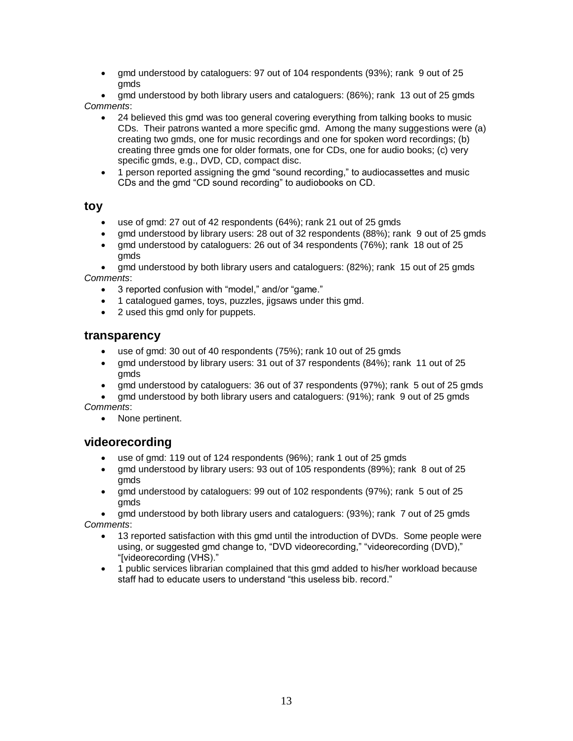- gmd understood by cataloguers: 97 out of 104 respondents (93%); rank 9 out of 25 gmds
- gmd understood by both library users and cataloguers: (86%); rank 13 out of 25 gmds

*Comments*:

- 24 believed this gmd was too general covering everything from talking books to music CDs. Their patrons wanted a more specific gmd. Among the many suggestions were (a) creating two gmds, one for music recordings and one for spoken word recordings; (b) creating three gmds one for older formats, one for CDs, one for audio books; (c) very specific gmds, e.g., DVD, CD, compact disc.
- 1 person reported assigning the gmd "sound recording," to audiocassettes and music CDs and the gmd "CD sound recording" to audiobooks on CD.

## toy

- use of gmd: 27 out of 42 respondents (64%); rank 21 out of 25 gmds
- gmd understood by library users: 28 out of 32 respondents (88%); rank 9 out of 25 gmds
- gmd understood by cataloguers: 26 out of 34 respondents (76%); rank 18 out of 25 gmds
- gmd understood by both library users and cataloguers: (82%); rank 15 out of 25 gmds

*Comments*:

- 3 reported confusion with "model," and/or "game."
- 1 catalogued games, toys, puzzles, jigsaws under this gmd.
- 2 used this gmd only for puppets.

## transparency

- use of gmd: 30 out of 40 respondents (75%); rank 10 out of 25 gmds
- gmd understood by library users: 31 out of 37 respondents (84%); rank 11 out of 25 gmds
- gmd understood by cataloguers: 36 out of 37 respondents (97%); rank 5 out of 25 gmds
- gmd understood by both library users and cataloguers: (91%); rank 9 out of 25 gmds

*Comments*:

- None pertinent.

## videorecording

- use of gmd: 119 out of 124 respondents (96%); rank 1 out of 25 gmds
- gmd understood by library users: 93 out of 105 respondents (89%); rank 8 out of 25 gmds
- gmd understood by cataloguers: 99 out of 102 respondents (97%); rank 5 out of 25 gmds
- gmd understood by both library users and cataloguers: (93%); rank 7 out of 25 gmds

*Comments*:

- 13 reported satisfaction with this gmd until the introduction of DVDs. Some people were using, or suggested gmd change to, "DVD videorecording," "videorecording (DVD)," "[videorecording (VHS)."
- 1 public services librarian complained that this gmd added to his/her workload because staff had to educate users to understand "this useless bib. record."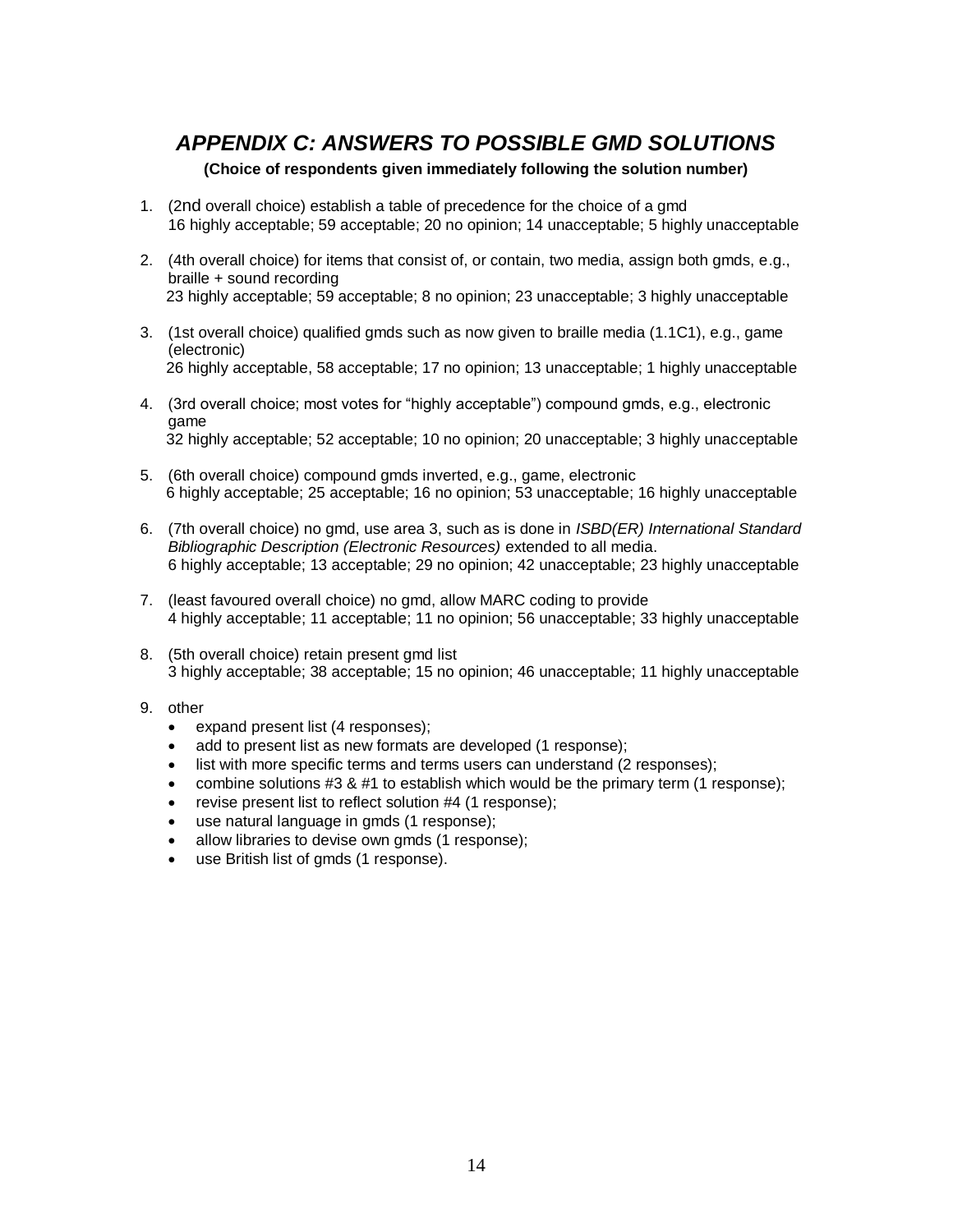## *APPENDIX C: ANSWERS TO POSSIBLE GMD SOLUTIONS*

**(Choice of respondents given immediately following the solution number)**

1. (2nd overall choice) establish a table of precedence for the choice of a gmd
   16 highly acceptable; 59 acceptable; 20 no opinion; 14 unacceptable; 5 highly unacceptable

2. (4th overall choice) for items that consist of, or contain, two media, assign both gmds, e.g., braille + sound recording
   23 highly acceptable; 59 acceptable; 8 no opinion; 23 unacceptable; 3 highly unacceptable

3. (1st overall choice) qualified gmds such as now given to braille media (1.1C1), e.g., game (electronic)
   26 highly acceptable, 58 acceptable; 17 no opinion; 13 unacceptable; 1 highly unacceptable

4. (3rd overall choice; most votes for "highly acceptable") compound gmds, e.g., electronic game
   32 highly acceptable; 52 acceptable; 10 no opinion; 20 unacceptable; 3 highly unacceptable

5. (6th overall choice) compound gmds inverted, e.g., game, electronic
   6 highly acceptable; 25 acceptable; 16 no opinion; 53 unacceptable; 16 highly unacceptable

6. (7th overall choice) no gmd, use area 3, such as is done in *ISBD(ER) International Standard Bibliographic Description (Electronic Resources)* extended to all media.
   6 highly acceptable; 13 acceptable; 29 no opinion; 42 unacceptable; 23 highly unacceptable

7. (least favoured overall choice) no gmd, allow MARC coding to provide
   4 highly acceptable; 11 acceptable; 11 no opinion; 56 unacceptable; 33 highly unacceptable

8. (5th overall choice) retain present gmd list
   3 highly acceptable; 38 acceptable; 15 no opinion; 46 unacceptable; 11 highly unacceptable

9. other
   - expand present list (4 responses);
   - add to present list as new formats are developed (1 response);
   - list with more specific terms and terms users can understand (2 responses);
   - combine solutions #3 & #1 to establish which would be the primary term (1 response);
   - revise present list to reflect solution #4 (1 response);
   - use natural language in gmds (1 response);
   - allow libraries to devise own gmds (1 response);
   - use British list of gmds (1 response).